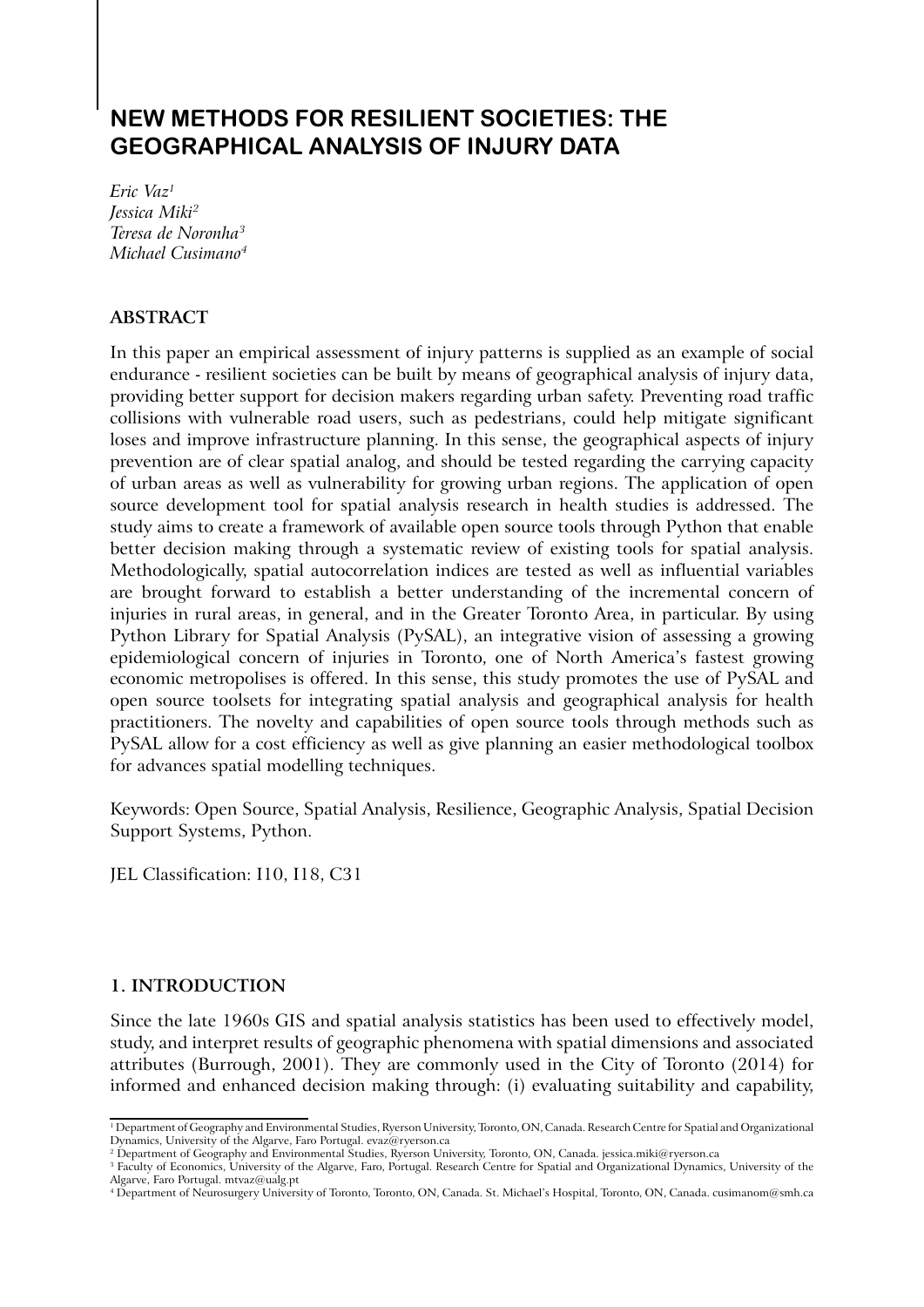# NEW METHODS FOR RESILIENT SOCIETIES: THE GEOGRAPHICAL ANALYSIS OF INJURY DATA

*Eric Vaz*[1]
*Jessica Miki*[2]
*Teresa de Noronha*[3]
*Michael Cusimano*[4]

## ABSTRACT

In this paper an empirical assessment of injury patterns is supplied as an example of social endurance - resilient societies can be built by means of geographical analysis of injury data, providing better support for decision makers regarding urban safety. Preventing road traffic collisions with vulnerable road users, such as pedestrians, could help mitigate significant loses and improve infrastructure planning. In this sense, the geographical aspects of injury prevention are of clear spatial analog, and should be tested regarding the carrying capacity of urban areas as well as vulnerability for growing urban regions. The application of open source development tool for spatial analysis research in health studies is addressed. The study aims to create a framework of available open source tools through Python that enable better decision making through a systematic review of existing tools for spatial analysis. Methodologically, spatial autocorrelation indices are tested as well as influential variables are brought forward to establish a better understanding of the incremental concern of injuries in rural areas, in general, and in the Greater Toronto Area, in particular. By using Python Library for Spatial Analysis (PySAL), an integrative vision of assessing a growing epidemiological concern of injuries in Toronto, one of North America's fastest growing economic metropolises is offered. In this sense, this study promotes the use of PySAL and open source toolsets for integrating spatial analysis and geographical analysis for health practitioners. The novelty and capabilities of open source tools through methods such as PySAL allow for a cost efficiency as well as give planning an easier methodological toolbox for advances spatial modelling techniques.

Keywords: Open Source, Spatial Analysis, Resilience, Geographic Analysis, Spatial Decision Support Systems, Python.

JEL Classification: I10, I18, C31

## 1. INTRODUCTION

Since the late 1960s GIS and spatial analysis statistics has been used to effectively model, study, and interpret results of geographic phenomena with spatial dimensions and associated attributes (Burrough, 2001). They are commonly used in the City of Toronto (2014) for informed and enhanced decision making through: (i) evaluating suitability and capability,

[1] Department of Geography and Environmental Studies, Ryerson University, Toronto, ON, Canada. Research Centre for Spatial and Organizational Dynamics, University of the Algarve, Faro Portugal. evaz@ryerson.ca
[2] Department of Geography and Environmental Studies, Ryerson University, Toronto, ON, Canada. jessica.miki@ryerson.ca
[3] Faculty of Economics, University of the Algarve, Faro, Portugal. Research Centre for Spatial and Organizational Dynamics, University of the Algarve, Faro Portugal. mtvaz@ualg.pt
[4] Department of Neurosurgery University of Toronto, Toronto, ON, Canada. St. Michael's Hospital, Toronto, ON, Canada. cusimanom@smh.ca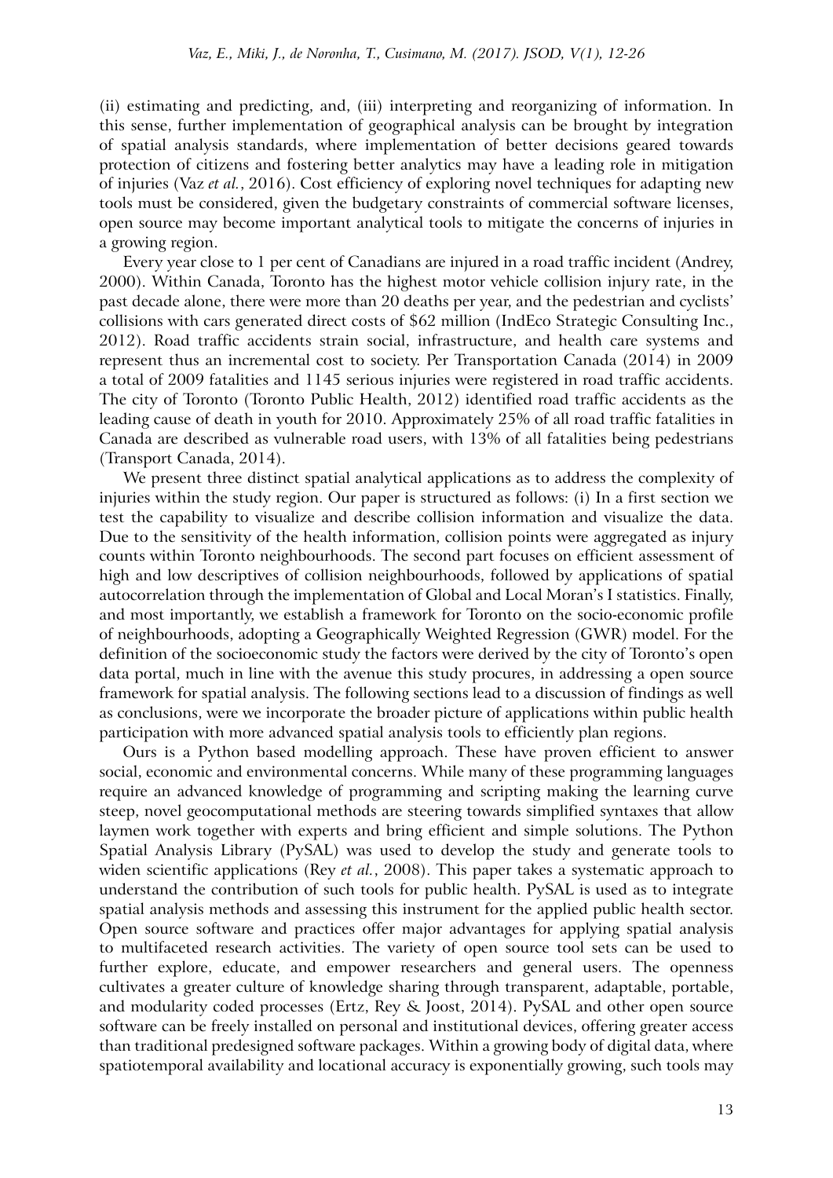(ii) estimating and predicting, and, (iii) interpreting and reorganizing of information. In this sense, further implementation of geographical analysis can be brought by integration of spatial analysis standards, where implementation of better decisions geared towards protection of citizens and fostering better analytics may have a leading role in mitigation of injuries (Vaz *et al.*, 2016). Cost efficiency of exploring novel techniques for adapting new tools must be considered, given the budgetary constraints of commercial software licenses, open source may become important analytical tools to mitigate the concerns of injuries in a growing region.

Every year close to 1 per cent of Canadians are injured in a road traffic incident (Andrey, 2000). Within Canada, Toronto has the highest motor vehicle collision injury rate, in the past decade alone, there were more than 20 deaths per year, and the pedestrian and cyclists' collisions with cars generated direct costs of $62 million (IndEco Strategic Consulting Inc., 2012). Road traffic accidents strain social, infrastructure, and health care systems and represent thus an incremental cost to society. Per Transportation Canada (2014) in 2009 a total of 2009 fatalities and 1145 serious injuries were registered in road traffic accidents. The city of Toronto (Toronto Public Health, 2012) identified road traffic accidents as the leading cause of death in youth for 2010. Approximately 25% of all road traffic fatalities in Canada are described as vulnerable road users, with 13% of all fatalities being pedestrians (Transport Canada, 2014).

We present three distinct spatial analytical applications as to address the complexity of injuries within the study region. Our paper is structured as follows: (i) In a first section we test the capability to visualize and describe collision information and visualize the data. Due to the sensitivity of the health information, collision points were aggregated as injury counts within Toronto neighbourhoods. The second part focuses on efficient assessment of high and low descriptives of collision neighbourhoods, followed by applications of spatial autocorrelation through the implementation of Global and Local Moran's I statistics. Finally, and most importantly, we establish a framework for Toronto on the socio-economic profile of neighbourhoods, adopting a Geographically Weighted Regression (GWR) model. For the definition of the socioeconomic study the factors were derived by the city of Toronto's open data portal, much in line with the avenue this study procures, in addressing a open source framework for spatial analysis. The following sections lead to a discussion of findings as well as conclusions, were we incorporate the broader picture of applications within public health participation with more advanced spatial analysis tools to efficiently plan regions.

Ours is a Python based modelling approach. These have proven efficient to answer social, economic and environmental concerns. While many of these programming languages require an advanced knowledge of programming and scripting making the learning curve steep, novel geocomputational methods are steering towards simplified syntaxes that allow laymen work together with experts and bring efficient and simple solutions. The Python Spatial Analysis Library (PySAL) was used to develop the study and generate tools to widen scientific applications (Rey *et al.*, 2008). This paper takes a systematic approach to understand the contribution of such tools for public health. PySAL is used as to integrate spatial analysis methods and assessing this instrument for the applied public health sector. Open source software and practices offer major advantages for applying spatial analysis to multifaceted research activities. The variety of open source tool sets can be used to further explore, educate, and empower researchers and general users. The openness cultivates a greater culture of knowledge sharing through transparent, adaptable, portable, and modularity coded processes (Ertz, Rey & Joost, 2014). PySAL and other open source software can be freely installed on personal and institutional devices, offering greater access than traditional predesigned software packages. Within a growing body of digital data, where spatiotemporal availability and locational accuracy is exponentially growing, such tools may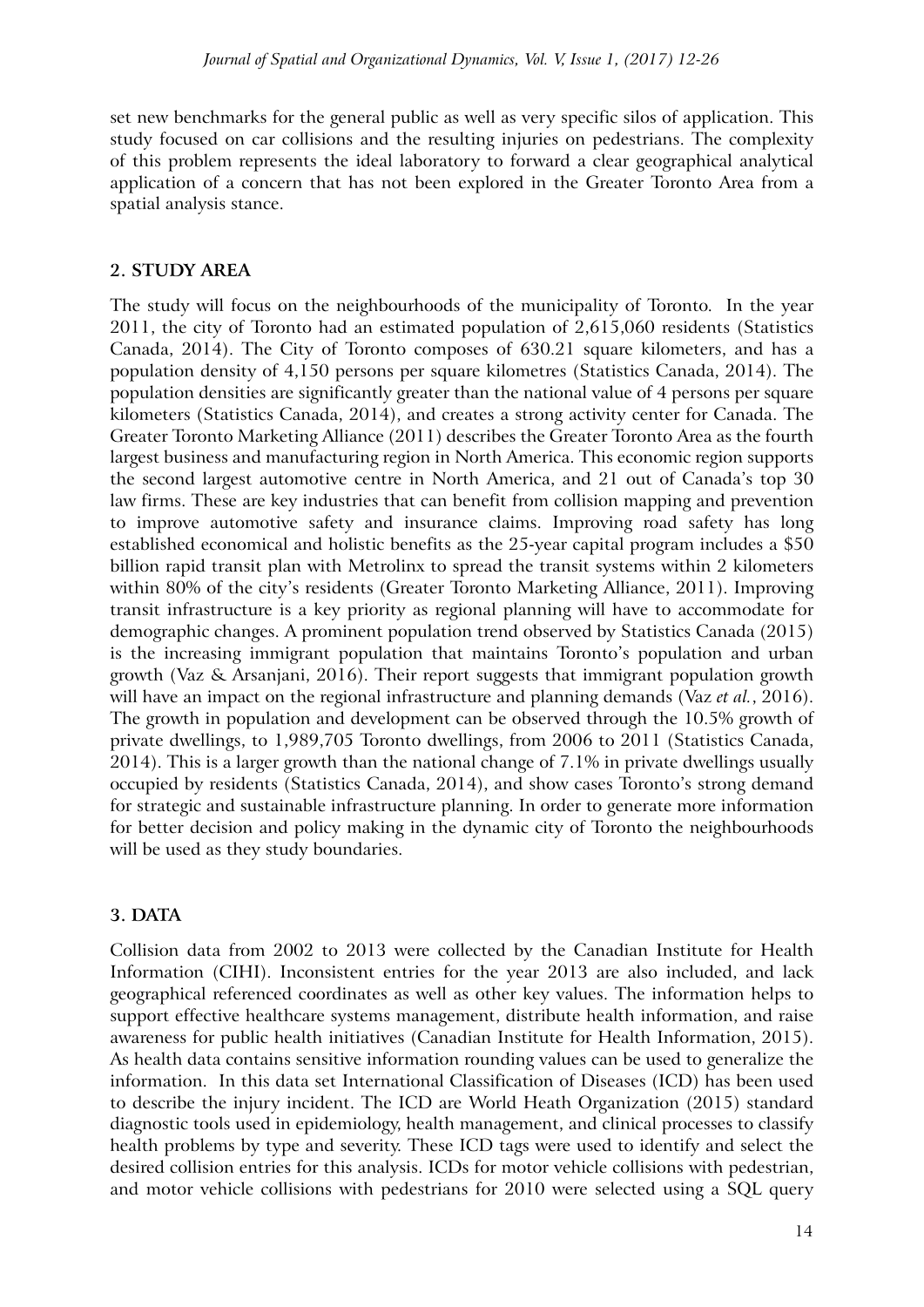set new benchmarks for the general public as well as very specific silos of application. This study focused on car collisions and the resulting injuries on pedestrians. The complexity of this problem represents the ideal laboratory to forward a clear geographical analytical application of a concern that has not been explored in the Greater Toronto Area from a spatial analysis stance.

## 2. STUDY AREA

The study will focus on the neighbourhoods of the municipality of Toronto. In the year 2011, the city of Toronto had an estimated population of 2,615,060 residents (Statistics Canada, 2014). The City of Toronto composes of 630.21 square kilometers, and has a population density of 4,150 persons per square kilometres (Statistics Canada, 2014). The population densities are significantly greater than the national value of 4 persons per square kilometers (Statistics Canada, 2014), and creates a strong activity center for Canada. The Greater Toronto Marketing Alliance (2011) describes the Greater Toronto Area as the fourth largest business and manufacturing region in North America. This economic region supports the second largest automotive centre in North America, and 21 out of Canada's top 30 law firms. These are key industries that can benefit from collision mapping and prevention to improve automotive safety and insurance claims. Improving road safety has long established economical and holistic benefits as the 25-year capital program includes a $50 billion rapid transit plan with Metrolinx to spread the transit systems within 2 kilometers within 80% of the city's residents (Greater Toronto Marketing Alliance, 2011). Improving transit infrastructure is a key priority as regional planning will have to accommodate for demographic changes. A prominent population trend observed by Statistics Canada (2015) is the increasing immigrant population that maintains Toronto's population and urban growth (Vaz & Arsanjani, 2016). Their report suggests that immigrant population growth will have an impact on the regional infrastructure and planning demands (Vaz *et al.*, 2016). The growth in population and development can be observed through the 10.5% growth of private dwellings, to 1,989,705 Toronto dwellings, from 2006 to 2011 (Statistics Canada, 2014). This is a larger growth than the national change of 7.1% in private dwellings usually occupied by residents (Statistics Canada, 2014), and show cases Toronto's strong demand for strategic and sustainable infrastructure planning. In order to generate more information for better decision and policy making in the dynamic city of Toronto the neighbourhoods will be used as they study boundaries.

## 3. DATA

Collision data from 2002 to 2013 were collected by the Canadian Institute for Health Information (CIHI). Inconsistent entries for the year 2013 are also included, and lack geographical referenced coordinates as well as other key values. The information helps to support effective healthcare systems management, distribute health information, and raise awareness for public health initiatives (Canadian Institute for Health Information, 2015). As health data contains sensitive information rounding values can be used to generalize the information. In this data set International Classification of Diseases (ICD) has been used to describe the injury incident. The ICD are World Heath Organization (2015) standard diagnostic tools used in epidemiology, health management, and clinical processes to classify health problems by type and severity. These ICD tags were used to identify and select the desired collision entries for this analysis. ICDs for motor vehicle collisions with pedestrian, and motor vehicle collisions with pedestrians for 2010 were selected using a SQL query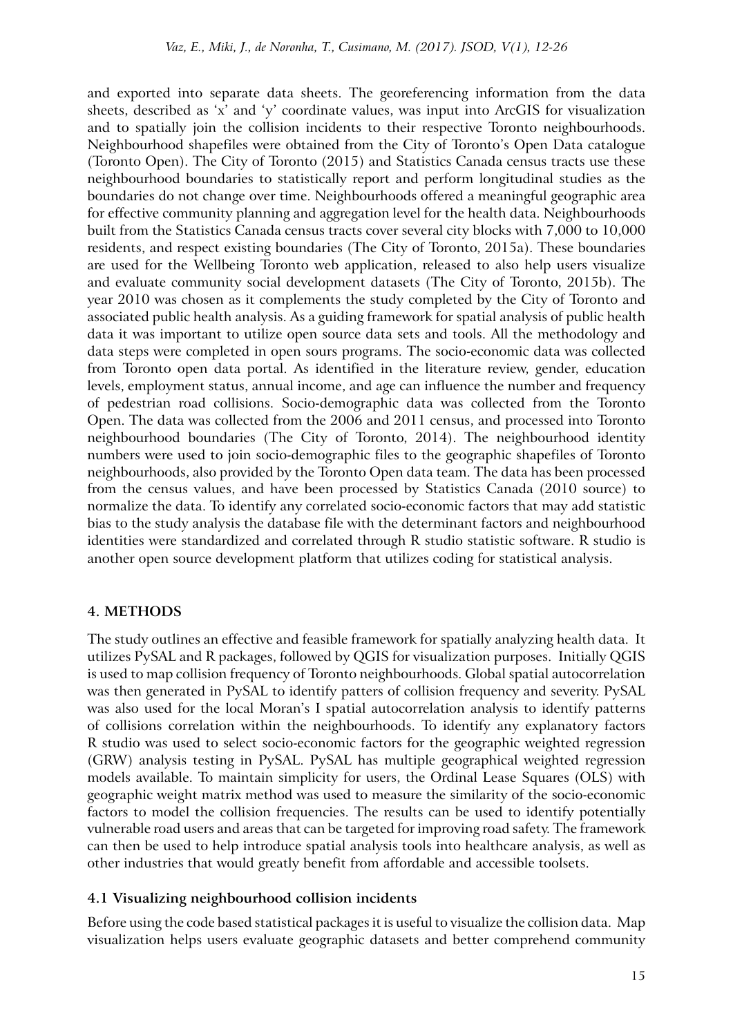and exported into separate data sheets. The georeferencing information from the data sheets, described as 'x' and 'y' coordinate values, was input into ArcGIS for visualization and to spatially join the collision incidents to their respective Toronto neighbourhoods. Neighbourhood shapefiles were obtained from the City of Toronto's Open Data catalogue (Toronto Open). The City of Toronto (2015) and Statistics Canada census tracts use these neighbourhood boundaries to statistically report and perform longitudinal studies as the boundaries do not change over time. Neighbourhoods offered a meaningful geographic area for effective community planning and aggregation level for the health data. Neighbourhoods built from the Statistics Canada census tracts cover several city blocks with 7,000 to 10,000 residents, and respect existing boundaries (The City of Toronto, 2015a). These boundaries are used for the Wellbeing Toronto web application, released to also help users visualize and evaluate community social development datasets (The City of Toronto, 2015b). The year 2010 was chosen as it complements the study completed by the City of Toronto and associated public health analysis. As a guiding framework for spatial analysis of public health data it was important to utilize open source data sets and tools. All the methodology and data steps were completed in open sours programs. The socio-economic data was collected from Toronto open data portal. As identified in the literature review, gender, education levels, employment status, annual income, and age can influence the number and frequency of pedestrian road collisions. Socio-demographic data was collected from the Toronto Open. The data was collected from the 2006 and 2011 census, and processed into Toronto neighbourhood boundaries (The City of Toronto, 2014). The neighbourhood identity numbers were used to join socio-demographic files to the geographic shapefiles of Toronto neighbourhoods, also provided by the Toronto Open data team. The data has been processed from the census values, and have been processed by Statistics Canada (2010 source) to normalize the data. To identify any correlated socio-economic factors that may add statistic bias to the study analysis the database file with the determinant factors and neighbourhood identities were standardized and correlated through R studio statistic software. R studio is another open source development platform that utilizes coding for statistical analysis.

## 4. METHODS

The study outlines an effective and feasible framework for spatially analyzing health data. It utilizes PySAL and R packages, followed by QGIS for visualization purposes. Initially QGIS is used to map collision frequency of Toronto neighbourhoods. Global spatial autocorrelation was then generated in PySAL to identify patters of collision frequency and severity. PySAL was also used for the local Moran's I spatial autocorrelation analysis to identify patterns of collisions correlation within the neighbourhoods. To identify any explanatory factors R studio was used to select socio-economic factors for the geographic weighted regression (GRW) analysis testing in PySAL. PySAL has multiple geographical weighted regression models available. To maintain simplicity for users, the Ordinal Lease Squares (OLS) with geographic weight matrix method was used to measure the similarity of the socio-economic factors to model the collision frequencies. The results can be used to identify potentially vulnerable road users and areas that can be targeted for improving road safety. The framework can then be used to help introduce spatial analysis tools into healthcare analysis, as well as other industries that would greatly benefit from affordable and accessible toolsets.

### 4.1 Visualizing neighbourhood collision incidents

Before using the code based statistical packages it is useful to visualize the collision data. Map visualization helps users evaluate geographic datasets and better comprehend community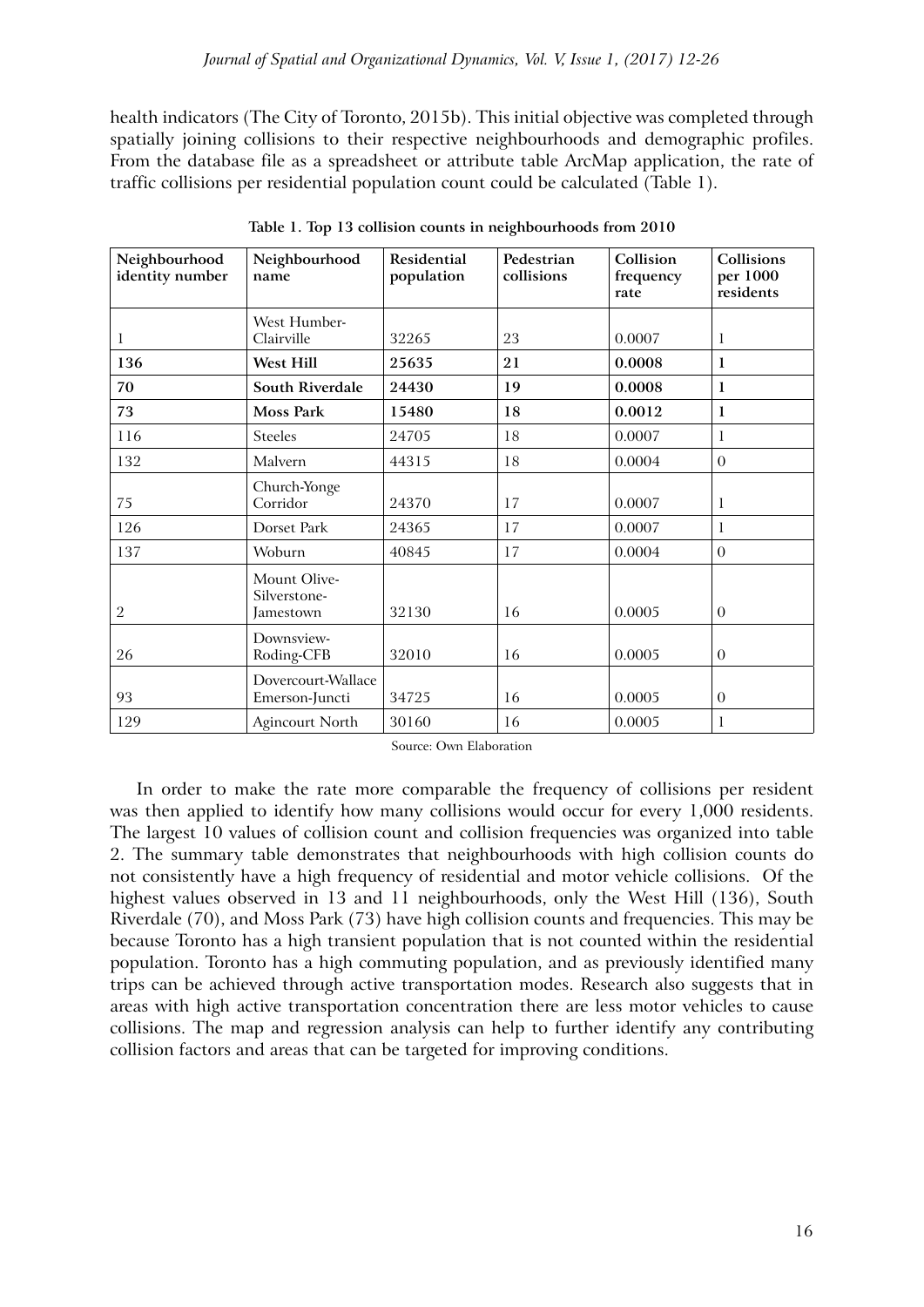health indicators (The City of Toronto, 2015b). This initial objective was completed through spatially joining collisions to their respective neighbourhoods and demographic profiles. From the database file as a spreadsheet or attribute table ArcMap application, the rate of traffic collisions per residential population count could be calculated (Table 1).

**Table 1. Top 13 collision counts in neighbourhoods from 2010**

| Neighbourhood identity number | Neighbourhood name | Residential population | Pedestrian collisions | Collision frequency rate | Collisions per 1000 residents |
|---|---|---|---|---|---|
| 1 | West Humber-Clairville | 32265 | 23 | 0.0007 | 1 |
| **136** | **West Hill** | **25635** | **21** | **0.0008** | **1** |
| **70** | **South Riverdale** | **24430** | **19** | **0.0008** | **1** |
| **73** | **Moss Park** | **15480** | **18** | **0.0012** | **1** |
| 116 | Steeles | 24705 | 18 | 0.0007 | 1 |
| 132 | Malvern | 44315 | 18 | 0.0004 | 0 |
| 75 | Church-Yonge Corridor | 24370 | 17 | 0.0007 | 1 |
| 126 | Dorset Park | 24365 | 17 | 0.0007 | 1 |
| 137 | Woburn | 40845 | 17 | 0.0004 | 0 |
| 2 | Mount Olive-Silverstone-Jamestown | 32130 | 16 | 0.0005 | 0 |
| 26 | Downsview-Roding-CFB | 32010 | 16 | 0.0005 | 0 |
| 93 | Dovercourt-Wallace Emerson-Juncti | 34725 | 16 | 0.0005 | 0 |
| 129 | Agincourt North | 30160 | 16 | 0.0005 | 1 |

Source: Own Elaboration

In order to make the rate more comparable the frequency of collisions per resident was then applied to identify how many collisions would occur for every 1,000 residents. The largest 10 values of collision count and collision frequencies was organized into table 2. The summary table demonstrates that neighbourhoods with high collision counts do not consistently have a high frequency of residential and motor vehicle collisions. Of the highest values observed in 13 and 11 neighbourhoods, only the West Hill (136), South Riverdale (70), and Moss Park (73) have high collision counts and frequencies. This may be because Toronto has a high transient population that is not counted within the residential population. Toronto has a high commuting population, and as previously identified many trips can be achieved through active transportation modes. Research also suggests that in areas with high active transportation concentration there are less motor vehicles to cause collisions. The map and regression analysis can help to further identify any contributing collision factors and areas that can be targeted for improving conditions.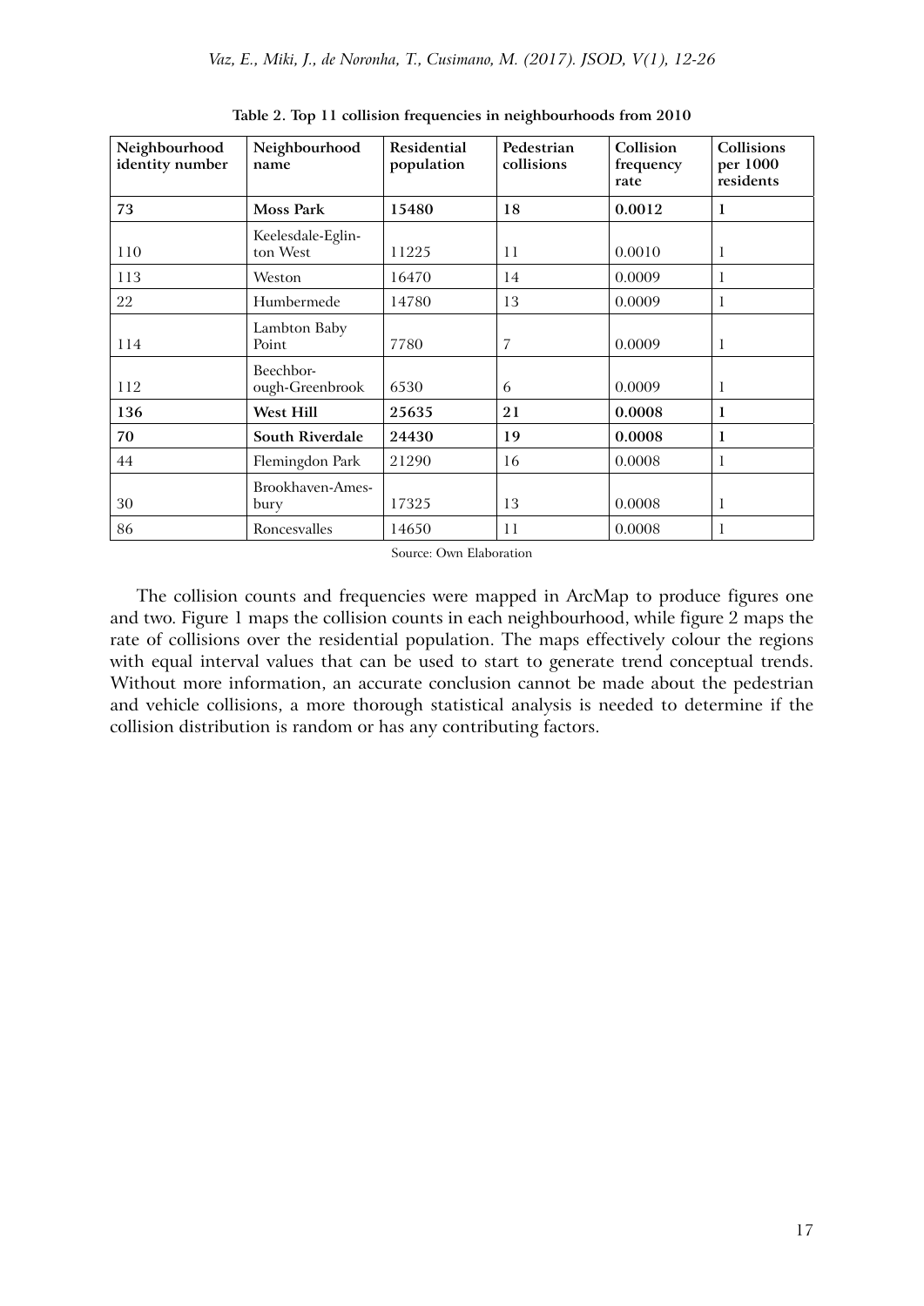**Table 2. Top 11 collision frequencies in neighbourhoods from 2010**

| Neighbourhood identity number | Neighbourhood name | Residential population | Pedestrian collisions | Collision frequency rate | Collisions per 1000 residents |
|---|---|---|---|---|---|
| **73** | **Moss Park** | **15480** | **18** | **0.0012** | **1** |
| 110 | Keelesdale-Eglinton West | 11225 | 11 | 0.0010 | 1 |
| 113 | Weston | 16470 | 14 | 0.0009 | 1 |
| 22 | Humbermede | 14780 | 13 | 0.0009 | 1 |
| 114 | Lambton Baby Point | 7780 | 7 | 0.0009 | 1 |
| 112 | Beechborough-Greenbrook | 6530 | 6 | 0.0009 | 1 |
| **136** | **West Hill** | **25635** | **21** | **0.0008** | **1** |
| **70** | **South Riverdale** | **24430** | **19** | **0.0008** | **1** |
| 44 | Flemingdon Park | 21290 | 16 | 0.0008 | 1 |
| 30 | Brookhaven-Amesbury | 17325 | 13 | 0.0008 | 1 |
| 86 | Roncesvalles | 14650 | 11 | 0.0008 | 1 |

Source: Own Elaboration

The collision counts and frequencies were mapped in ArcMap to produce figures one and two. Figure 1 maps the collision counts in each neighbourhood, while figure 2 maps the rate of collisions over the residential population. The maps effectively colour the regions with equal interval values that can be used to start to generate trend conceptual trends. Without more information, an accurate conclusion cannot be made about the pedestrian and vehicle collisions, a more thorough statistical analysis is needed to determine if the collision distribution is random or has any contributing factors.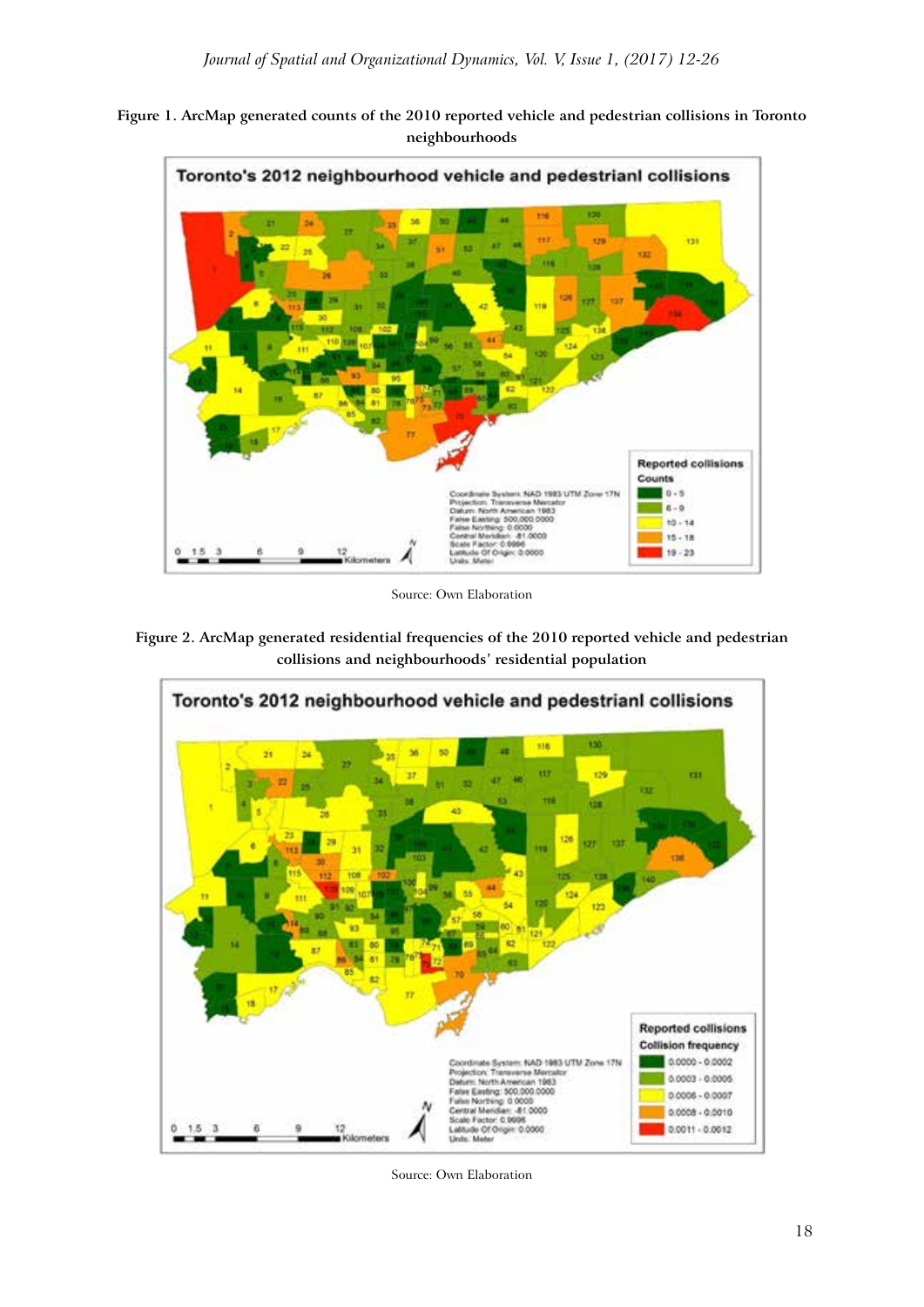**Figure 1. ArcMap generated counts of the 2010 reported vehicle and pedestrian collisions in Toronto neighbourhoods**

Source: Own Elaboration

**Figure 2. ArcMap generated residential frequencies of the 2010 reported vehicle and pedestrian collisions and neighbourhoods' residential population**

Source: Own Elaboration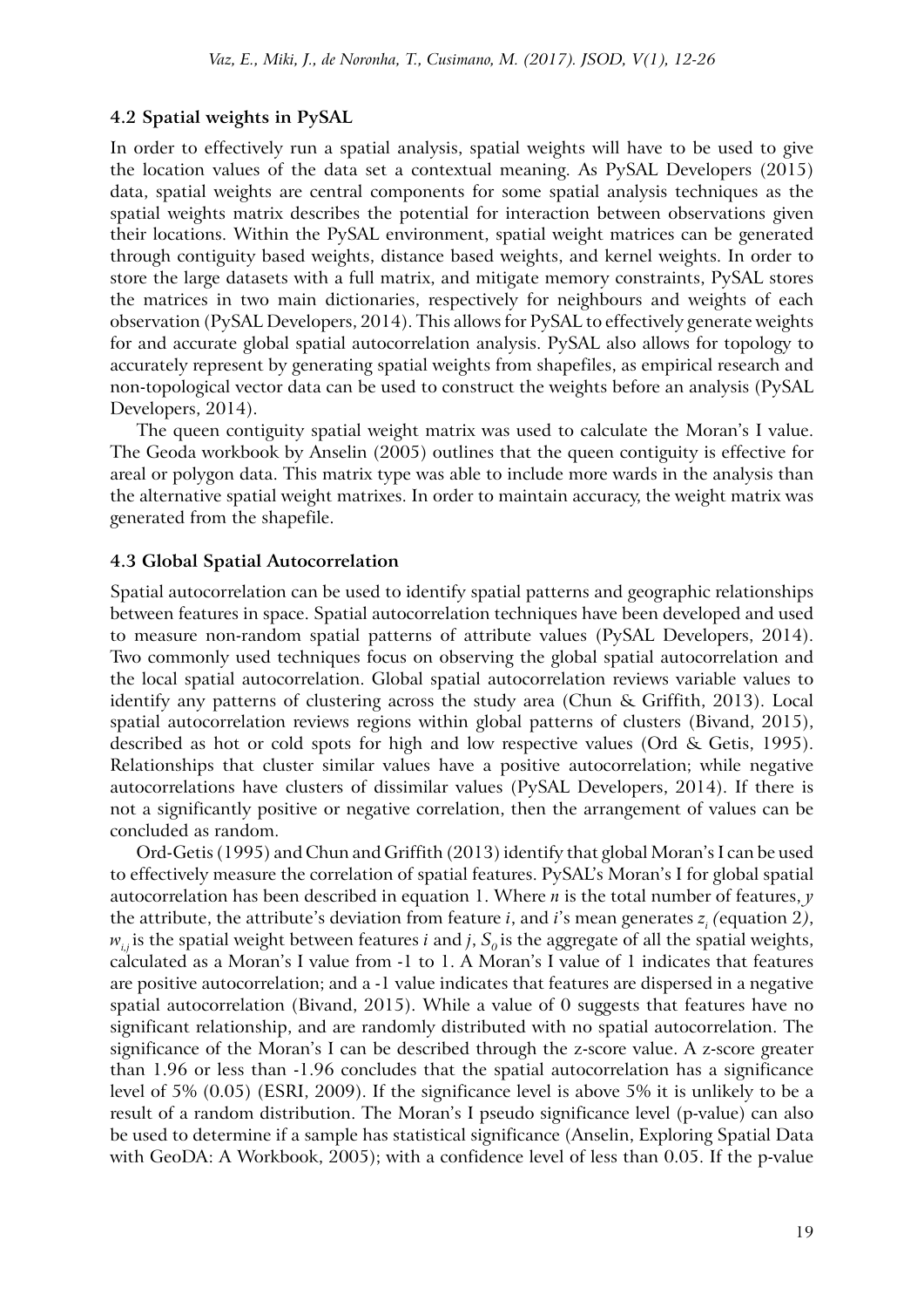### 4.2 Spatial weights in PySAL

In order to effectively run a spatial analysis, spatial weights will have to be used to give the location values of the data set a contextual meaning. As PySAL Developers (2015) data, spatial weights are central components for some spatial analysis techniques as the spatial weights matrix describes the potential for interaction between observations given their locations. Within the PySAL environment, spatial weight matrices can be generated through contiguity based weights, distance based weights, and kernel weights. In order to store the large datasets with a full matrix, and mitigate memory constraints, PySAL stores the matrices in two main dictionaries, respectively for neighbours and weights of each observation (PySAL Developers, 2014). This allows for PySAL to effectively generate weights for and accurate global spatial autocorrelation analysis. PySAL also allows for topology to accurately represent by generating spatial weights from shapefiles, as empirical research and non-topological vector data can be used to construct the weights before an analysis (PySAL Developers, 2014).

The queen contiguity spatial weight matrix was used to calculate the Moran's I value. The Geoda workbook by Anselin (2005) outlines that the queen contiguity is effective for areal or polygon data. This matrix type was able to include more wards in the analysis than the alternative spatial weight matrixes. In order to maintain accuracy, the weight matrix was generated from the shapefile.

### 4.3 Global Spatial Autocorrelation

Spatial autocorrelation can be used to identify spatial patterns and geographic relationships between features in space. Spatial autocorrelation techniques have been developed and used to measure non-random spatial patterns of attribute values (PySAL Developers, 2014). Two commonly used techniques focus on observing the global spatial autocorrelation and the local spatial autocorrelation. Global spatial autocorrelation reviews variable values to identify any patterns of clustering across the study area (Chun & Griffith, 2013). Local spatial autocorrelation reviews regions within global patterns of clusters (Bivand, 2015), described as hot or cold spots for high and low respective values (Ord & Getis, 1995). Relationships that cluster similar values have a positive autocorrelation; while negative autocorrelations have clusters of dissimilar values (PySAL Developers, 2014). If there is not a significantly positive or negative correlation, then the arrangement of values can be concluded as random.

Ord-Getis (1995) and Chun and Griffith (2013) identify that global Moran's I can be used to effectively measure the correlation of spatial features. PySAL's Moran's I for global spatial autocorrelation has been described in equation 1. Where $n$ is the total number of features, $y$ the attribute, the attribute's deviation from feature $i$, and $i$'s mean generates $z_i$ (equation 2), $w_{i,j}$ is the spatial weight between features $i$ and $j$, $S_0$ is the aggregate of all the spatial weights, calculated as a Moran's I value from -1 to 1. A Moran's I value of 1 indicates that features are positive autocorrelation; and a -1 value indicates that features are dispersed in a negative spatial autocorrelation (Bivand, 2015). While a value of 0 suggests that features have no significant relationship, and are randomly distributed with no spatial autocorrelation. The significance of the Moran's I can be described through the z-score value. A z-score greater than 1.96 or less than -1.96 concludes that the spatial autocorrelation has a significance level of 5% (0.05) (ESRI, 2009). If the significance level is above 5% it is unlikely to be a result of a random distribution. The Moran's I pseudo significance level (p-value) can also be used to determine if a sample has statistical significance (Anselin, Exploring Spatial Data with GeoDA: A Workbook, 2005); with a confidence level of less than 0.05. If the p-value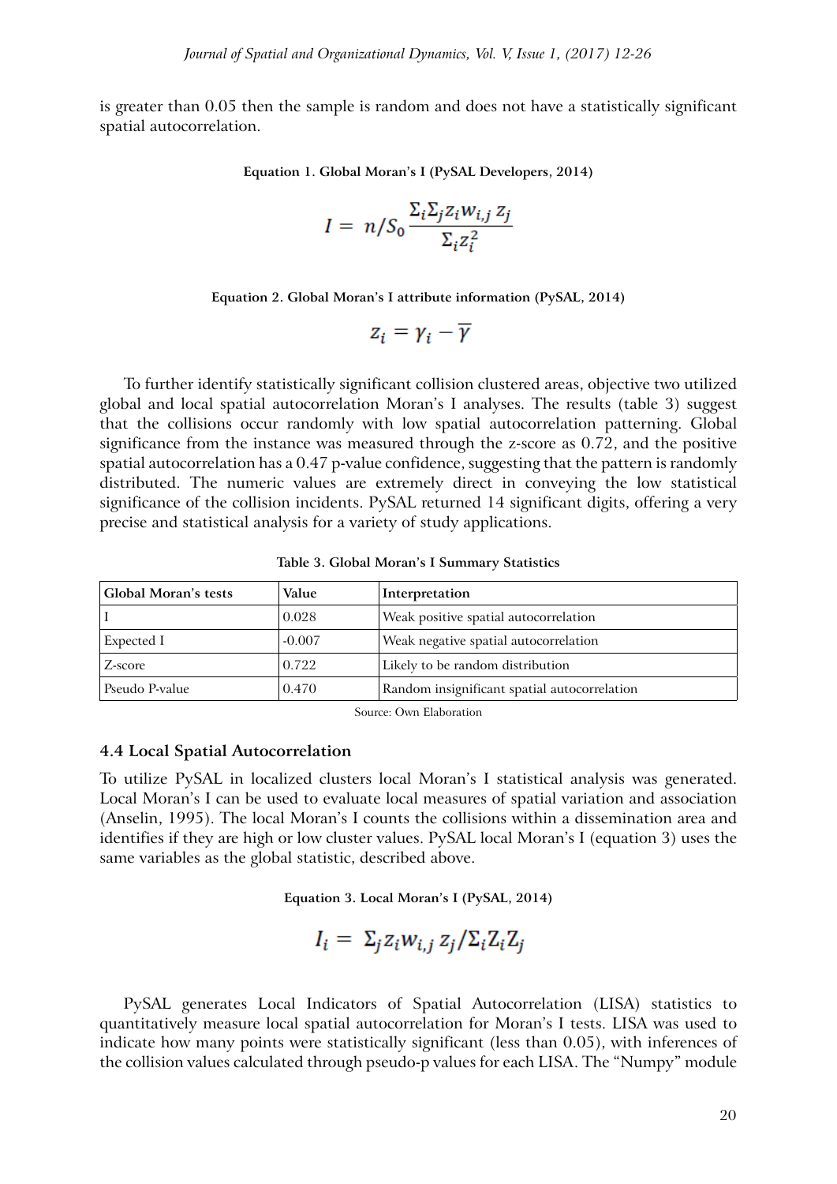is greater than 0.05 then the sample is random and does not have a statistically significant spatial autocorrelation.

**Equation 1. Global Moran's I (PySAL Developers, 2014)**

$$I = n/S_0 \frac{\Sigma_i \Sigma_j z_i w_{i,j} z_j}{\Sigma_i z_i^2}$$

**Equation 2. Global Moran's I attribute information (PySAL, 2014)**

$$z_i = \gamma_i - \overline{\gamma}$$

To further identify statistically significant collision clustered areas, objective two utilized global and local spatial autocorrelation Moran's I analyses. The results (table 3) suggest that the collisions occur randomly with low spatial autocorrelation patterning. Global significance from the instance was measured through the z-score as 0.72, and the positive spatial autocorrelation has a 0.47 p-value confidence, suggesting that the pattern is randomly distributed. The numeric values are extremely direct in conveying the low statistical significance of the collision incidents. PySAL returned 14 significant digits, offering a very precise and statistical analysis for a variety of study applications.

**Table 3. Global Moran's I Summary Statistics**

| Global Moran's tests | Value | Interpretation |
|---|---|---|
| I | 0.028 | Weak positive spatial autocorrelation |
| Expected I | -0.007 | Weak negative spatial autocorrelation |
| Z-score | 0.722 | Likely to be random distribution |
| Pseudo P-value | 0.470 | Random insignificant spatial autocorrelation |

Source: Own Elaboration

### 4.4 Local Spatial Autocorrelation

To utilize PySAL in localized clusters local Moran's I statistical analysis was generated. Local Moran's I can be used to evaluate local measures of spatial variation and association (Anselin, 1995). The local Moran's I counts the collisions within a dissemination area and identifies if they are high or low cluster values. PySAL local Moran's I (equation 3) uses the same variables as the global statistic, described above.

**Equation 3. Local Moran's I (PySAL, 2014)**

$$I_i = \Sigma_j z_i w_{i,j} z_j / \Sigma_i Z_i Z_j$$

PySAL generates Local Indicators of Spatial Autocorrelation (LISA) statistics to quantitatively measure local spatial autocorrelation for Moran's I tests. LISA was used to indicate how many points were statistically significant (less than 0.05), with inferences of the collision values calculated through pseudo-p values for each LISA. The "Numpy" module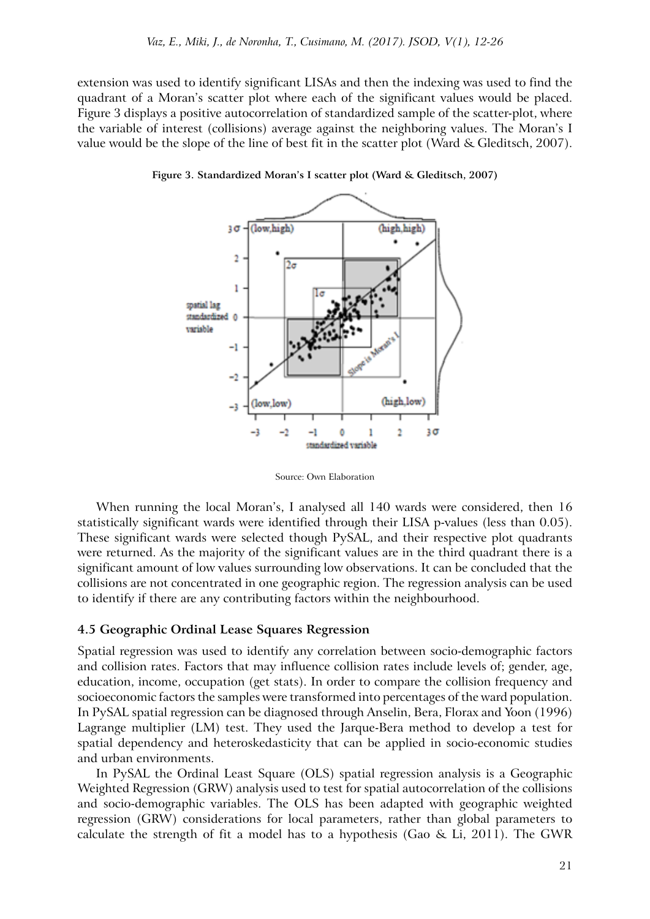extension was used to identify significant LISAs and then the indexing was used to find the quadrant of a Moran's scatter plot where each of the significant values would be placed. Figure 3 displays a positive autocorrelation of standardized sample of the scatter-plot, where the variable of interest (collisions) average against the neighboring values. The Moran's I value would be the slope of the line of best fit in the scatter plot (Ward & Gleditsch, 2007).

**Figure 3. Standardized Moran's I scatter plot (Ward & Gleditsch, 2007)**

Source: Own Elaboration

When running the local Moran's, I analysed all 140 wards were considered, then 16 statistically significant wards were identified through their LISA p-values (less than 0.05). These significant wards were selected though PySAL, and their respective plot quadrants were returned. As the majority of the significant values are in the third quadrant there is a significant amount of low values surrounding low observations. It can be concluded that the collisions are not concentrated in one geographic region. The regression analysis can be used to identify if there are any contributing factors within the neighbourhood.

### 4.5 Geographic Ordinal Lease Squares Regression

Spatial regression was used to identify any correlation between socio-demographic factors and collision rates. Factors that may influence collision rates include levels of; gender, age, education, income, occupation (get stats). In order to compare the collision frequency and socioeconomic factors the samples were transformed into percentages of the ward population. In PySAL spatial regression can be diagnosed through Anselin, Bera, Florax and Yoon (1996) Lagrange multiplier (LM) test. They used the Jarque-Bera method to develop a test for spatial dependency and heteroskedasticity that can be applied in socio-economic studies and urban environments.

In PySAL the Ordinal Least Square (OLS) spatial regression analysis is a Geographic Weighted Regression (GRW) analysis used to test for spatial autocorrelation of the collisions and socio-demographic variables. The OLS has been adapted with geographic weighted regression (GRW) considerations for local parameters, rather than global parameters to calculate the strength of fit a model has to a hypothesis (Gao & Li, 2011). The GWR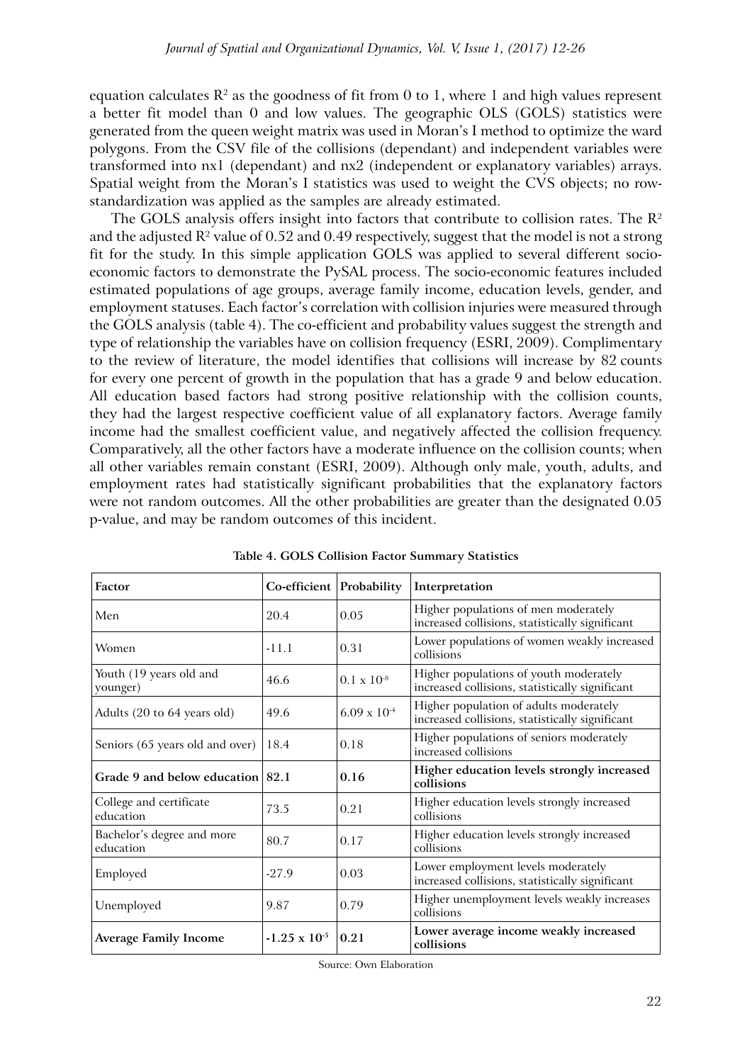equation calculates $R^2$ as the goodness of fit from 0 to 1, where 1 and high values represent a better fit model than 0 and low values. The geographic OLS (GOLS) statistics were generated from the queen weight matrix was used in Moran's I method to optimize the ward polygons. From the CSV file of the collisions (dependant) and independent variables were transformed into nx1 (dependant) and nx2 (independent or explanatory variables) arrays. Spatial weight from the Moran's I statistics was used to weight the CVS objects; no row-standardization was applied as the samples are already estimated.

The GOLS analysis offers insight into factors that contribute to collision rates. The $R^2$ and the adjusted $R^2$ value of 0.52 and 0.49 respectively, suggest that the model is not a strong fit for the study. In this simple application GOLS was applied to several different socio-economic factors to demonstrate the PySAL process. The socio-economic features included estimated populations of age groups, average family income, education levels, gender, and employment statuses. Each factor's correlation with collision injuries were measured through the GOLS analysis (table 4). The co-efficient and probability values suggest the strength and type of relationship the variables have on collision frequency (ESRI, 2009). Complimentary to the review of literature, the model identifies that collisions will increase by 82 counts for every one percent of growth in the population that has a grade 9 and below education. All education based factors had strong positive relationship with the collision counts, they had the largest respective coefficient value of all explanatory factors. Average family income had the smallest coefficient value, and negatively affected the collision frequency. Comparatively, all the other factors have a moderate influence on the collision counts; when all other variables remain constant (ESRI, 2009). Although only male, youth, adults, and employment rates had statistically significant probabilities that the explanatory factors were not random outcomes. All the other probabilities are greater than the designated 0.05 p-value, and may be random outcomes of this incident.

**Table 4. GOLS Collision Factor Summary Statistics**

| Factor | Co-efficient | Probability | Interpretation |
|---|---|---|---|
| Men | 20.4 | 0.05 | Higher populations of men moderately increased collisions, statistically significant |
| Women | -11.1 | 0.31 | Lower populations of women weakly increased collisions |
| Youth (19 years old and younger) | 46.6 | $0.1 \times 10^{-8}$ | Higher populations of youth moderately increased collisions, statistically significant |
| Adults (20 to 64 years old) | 49.6 | $6.09 \times 10^{-4}$ | Higher population of adults moderately increased collisions, statistically significant |
| Seniors (65 years old and over) | 18.4 | 0.18 | Higher populations of seniors moderately increased collisions |
| **Grade 9 and below education** | **82.1** | **0.16** | **Higher education levels strongly increased collisions** |
| College and certificate education | 73.5 | 0.21 | Higher education levels strongly increased collisions |
| Bachelor's degree and more education | 80.7 | 0.17 | Higher education levels strongly increased collisions |
| Employed | -27.9 | 0.03 | Lower employment levels moderately increased collisions, statistically significant |
| Unemployed | 9.87 | 0.79 | Higher unemployment levels weakly increases collisions |
| **Average Family Income** | **$-1.25 \times 10^{-5}$** | **0.21** | **Lower average income weakly increased collisions** |

Source: Own Elaboration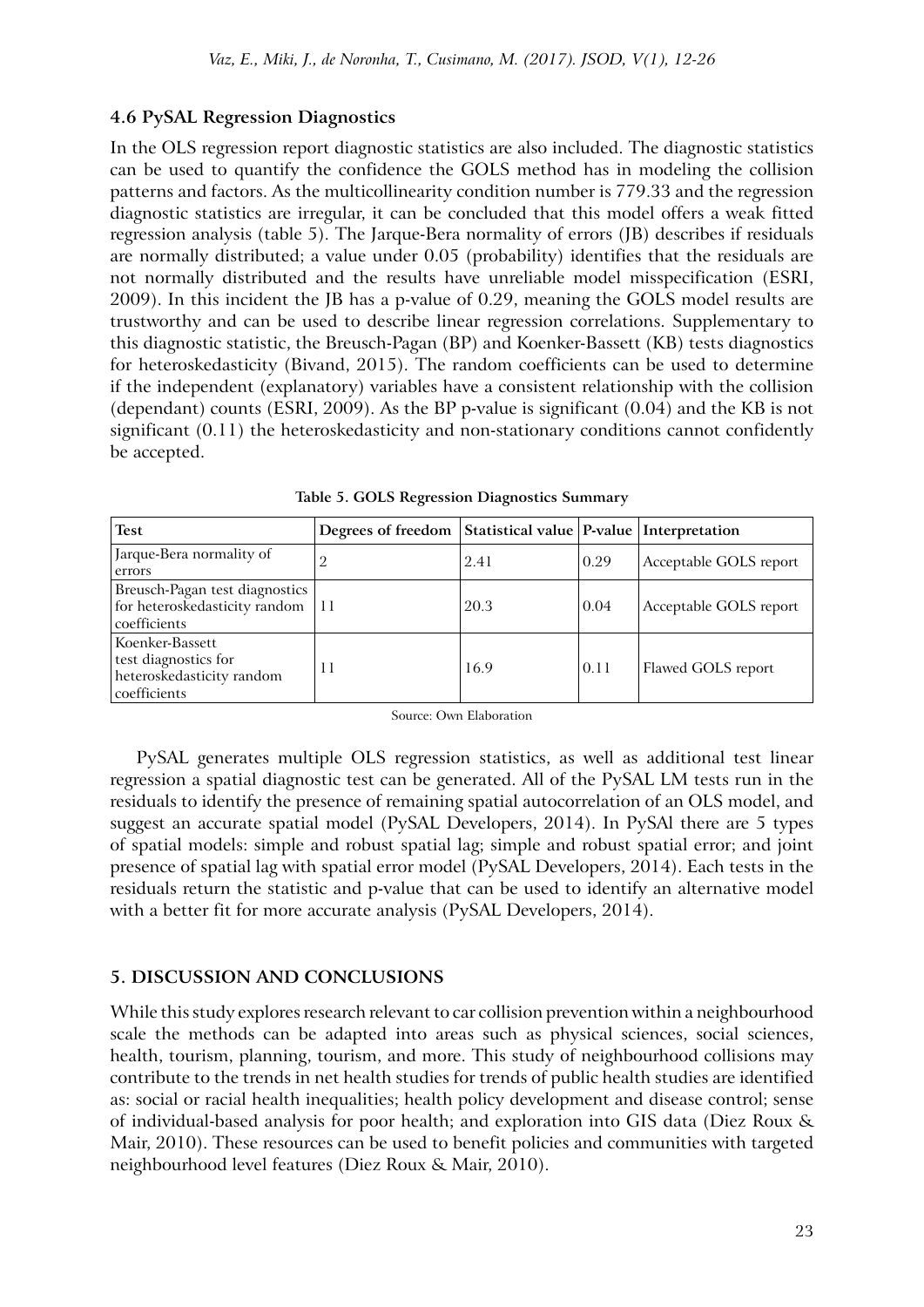### 4.6 PySAL Regression Diagnostics

In the OLS regression report diagnostic statistics are also included. The diagnostic statistics can be used to quantify the confidence the GOLS method has in modeling the collision patterns and factors. As the multicollinearity condition number is 779.33 and the regression diagnostic statistics are irregular, it can be concluded that this model offers a weak fitted regression analysis (table 5). The Jarque-Bera normality of errors (JB) describes if residuals are normally distributed; a value under 0.05 (probability) identifies that the residuals are not normally distributed and the results have unreliable model misspecification (ESRI, 2009). In this incident the JB has a p-value of 0.29, meaning the GOLS model results are trustworthy and can be used to describe linear regression correlations. Supplementary to this diagnostic statistic, the Breusch-Pagan (BP) and Koenker-Bassett (KB) tests diagnostics for heteroskedasticity (Bivand, 2015). The random coefficients can be used to determine if the independent (explanatory) variables have a consistent relationship with the collision (dependant) counts (ESRI, 2009). As the BP p-value is significant (0.04) and the KB is not significant (0.11) the heteroskedasticity and non-stationary conditions cannot confidently be accepted.

**Table 5. GOLS Regression Diagnostics Summary**

| Test | Degrees of freedom | Statistical value | P-value | Interpretation |
|---|---|---|---|---|
| Jarque-Bera normality of errors | 2 | 2.41 | 0.29 | Acceptable GOLS report |
| Breusch-Pagan test diagnostics for heteroskedasticity random coefficients | 11 | 20.3 | 0.04 | Acceptable GOLS report |
| Koenker-Bassett test diagnostics for heteroskedasticity random coefficients | 11 | 16.9 | 0.11 | Flawed GOLS report |

Source: Own Elaboration

PySAL generates multiple OLS regression statistics, as well as additional test linear regression a spatial diagnostic test can be generated. All of the PySAL LM tests run in the residuals to identify the presence of remaining spatial autocorrelation of an OLS model, and suggest an accurate spatial model (PySAL Developers, 2014). In PySAl there are 5 types of spatial models: simple and robust spatial lag; simple and robust spatial error; and joint presence of spatial lag with spatial error model (PySAL Developers, 2014). Each tests in the residuals return the statistic and p-value that can be used to identify an alternative model with a better fit for more accurate analysis (PySAL Developers, 2014).

## 5. DISCUSSION AND CONCLUSIONS

While this study explores research relevant to car collision prevention within a neighbourhood scale the methods can be adapted into areas such as physical sciences, social sciences, health, tourism, planning, tourism, and more. This study of neighbourhood collisions may contribute to the trends in net health studies for trends of public health studies are identified as: social or racial health inequalities; health policy development and disease control; sense of individual-based analysis for poor health; and exploration into GIS data (Diez Roux & Mair, 2010). These resources can be used to benefit policies and communities with targeted neighbourhood level features (Diez Roux & Mair, 2010).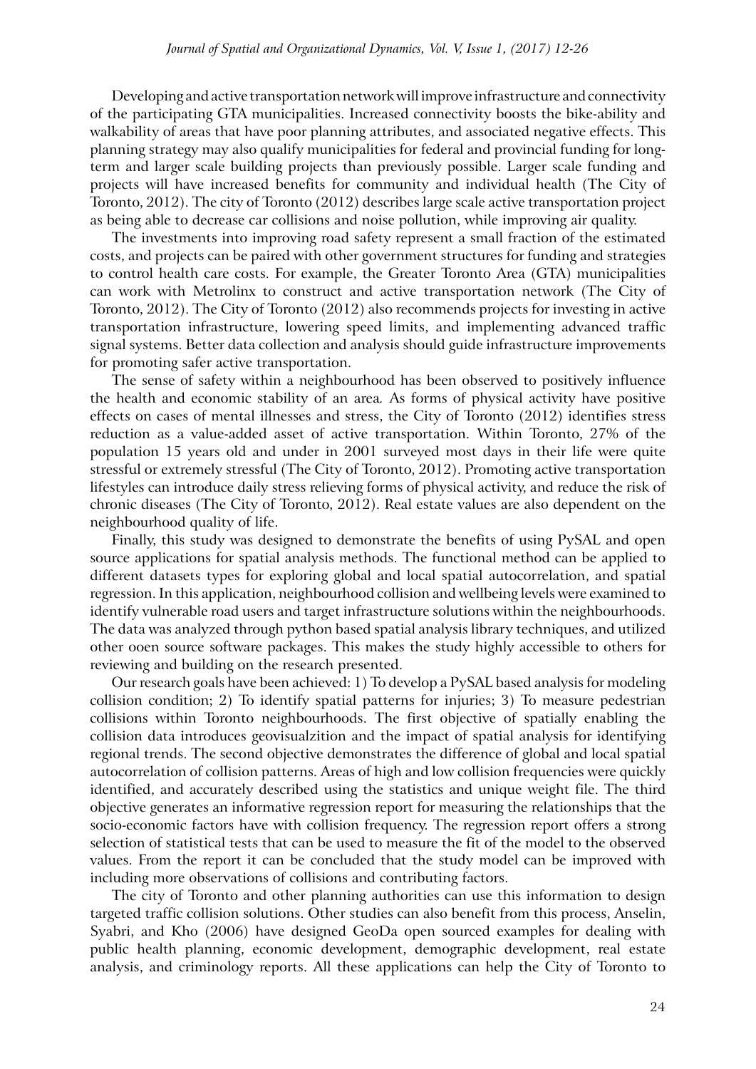Developing and active transportation network will improve infrastructure and connectivity of the participating GTA municipalities. Increased connectivity boosts the bike-ability and walkability of areas that have poor planning attributes, and associated negative effects. This planning strategy may also qualify municipalities for federal and provincial funding for long-term and larger scale building projects than previously possible. Larger scale funding and projects will have increased benefits for community and individual health (The City of Toronto, 2012). The city of Toronto (2012) describes large scale active transportation project as being able to decrease car collisions and noise pollution, while improving air quality.

The investments into improving road safety represent a small fraction of the estimated costs, and projects can be paired with other government structures for funding and strategies to control health care costs. For example, the Greater Toronto Area (GTA) municipalities can work with Metrolinx to construct and active transportation network (The City of Toronto, 2012). The City of Toronto (2012) also recommends projects for investing in active transportation infrastructure, lowering speed limits, and implementing advanced traffic signal systems. Better data collection and analysis should guide infrastructure improvements for promoting safer active transportation.

The sense of safety within a neighbourhood has been observed to positively influence the health and economic stability of an area. As forms of physical activity have positive effects on cases of mental illnesses and stress, the City of Toronto (2012) identifies stress reduction as a value-added asset of active transportation. Within Toronto, 27% of the population 15 years old and under in 2001 surveyed most days in their life were quite stressful or extremely stressful (The City of Toronto, 2012). Promoting active transportation lifestyles can introduce daily stress relieving forms of physical activity, and reduce the risk of chronic diseases (The City of Toronto, 2012). Real estate values are also dependent on the neighbourhood quality of life.

Finally, this study was designed to demonstrate the benefits of using PySAL and open source applications for spatial analysis methods. The functional method can be applied to different datasets types for exploring global and local spatial autocorrelation, and spatial regression. In this application, neighbourhood collision and wellbeing levels were examined to identify vulnerable road users and target infrastructure solutions within the neighbourhoods. The data was analyzed through python based spatial analysis library techniques, and utilized other ooen source software packages. This makes the study highly accessible to others for reviewing and building on the research presented.

Our research goals have been achieved: 1) To develop a PySAL based analysis for modeling collision condition; 2) To identify spatial patterns for injuries; 3) To measure pedestrian collisions within Toronto neighbourhoods. The first objective of spatially enabling the collision data introduces geovisualzition and the impact of spatial analysis for identifying regional trends. The second objective demonstrates the difference of global and local spatial autocorrelation of collision patterns. Areas of high and low collision frequencies were quickly identified, and accurately described using the statistics and unique weight file. The third objective generates an informative regression report for measuring the relationships that the socio-economic factors have with collision frequency. The regression report offers a strong selection of statistical tests that can be used to measure the fit of the model to the observed values. From the report it can be concluded that the study model can be improved with including more observations of collisions and contributing factors.

The city of Toronto and other planning authorities can use this information to design targeted traffic collision solutions. Other studies can also benefit from this process, Anselin, Syabri, and Kho (2006) have designed GeoDa open sourced examples for dealing with public health planning, economic development, demographic development, real estate analysis, and criminology reports. All these applications can help the City of Toronto to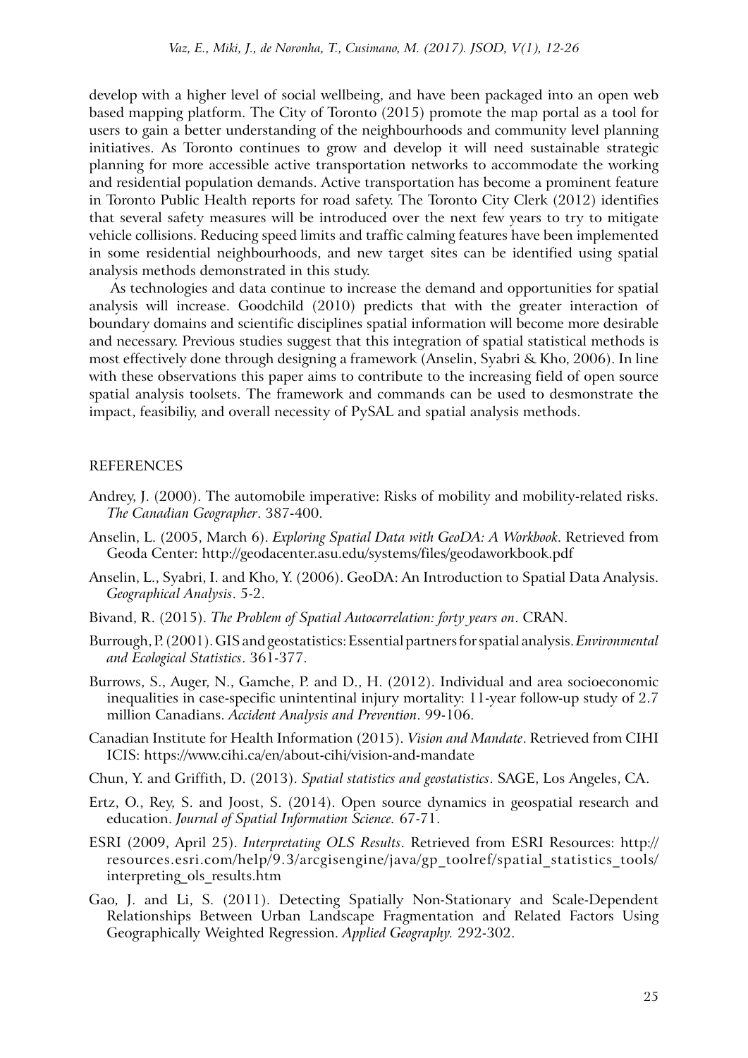develop with a higher level of social wellbeing, and have been packaged into an open web based mapping platform. The City of Toronto (2015) promote the map portal as a tool for users to gain a better understanding of the neighbourhoods and community level planning initiatives. As Toronto continues to grow and develop it will need sustainable strategic planning for more accessible active transportation networks to accommodate the working and residential population demands. Active transportation has become a prominent feature in Toronto Public Health reports for road safety. The Toronto City Clerk (2012) identifies that several safety measures will be introduced over the next few years to try to mitigate vehicle collisions. Reducing speed limits and traffic calming features have been implemented in some residential neighbourhoods, and new target sites can be identified using spatial analysis methods demonstrated in this study.

As technologies and data continue to increase the demand and opportunities for spatial analysis will increase. Goodchild (2010) predicts that with the greater interaction of boundary domains and scientific disciplines spatial information will become more desirable and necessary. Previous studies suggest that this integration of spatial statistical methods is most effectively done through designing a framework (Anselin, Syabri & Kho, 2006). In line with these observations this paper aims to contribute to the increasing field of open source spatial analysis toolsets. The framework and commands can be used to desmonstrate the impact, feasibiliy, and overall necessity of PySAL and spatial analysis methods.

## REFERENCES

Andrey, J. (2000). The automobile imperative: Risks of mobility and mobility-related risks. *The Canadian Geographer*. 387-400.

Anselin, L. (2005, March 6). *Exploring Spatial Data with GeoDA: A Workbook*. Retrieved from Geoda Center: http://geodacenter.asu.edu/systems/files/geodaworkbook.pdf

Anselin, L., Syabri, I. and Kho, Y. (2006). GeoDA: An Introduction to Spatial Data Analysis. *Geographical Analysis*. 5-2.

Bivand, R. (2015). *The Problem of Spatial Autocorrelation: forty years on*. CRAN.

Burrough, P. (2001). GIS and geostatistics: Essential partners for spatial analysis. *Environmental and Ecological Statistics*. 361-377.

Burrows, S., Auger, N., Gamche, P. and D., H. (2012). Individual and area socioeconomic inequalities in case-specific unintentinal injury mortality: 11-year follow-up study of 2.7 million Canadians. *Accident Analysis and Prevention*. 99-106.

Canadian Institute for Health Information (2015). *Vision and Mandate*. Retrieved from CIHI ICIS: https://www.cihi.ca/en/about-cihi/vision-and-mandate

Chun, Y. and Griffith, D. (2013). *Spatial statistics and geostatistics*. SAGE, Los Angeles, CA.

Ertz, O., Rey, S. and Joost, S. (2014). Open source dynamics in geospatial research and education. *Journal of Spatial Information Science.* 67-71.

ESRI (2009, April 25). *Interpretating OLS Results*. Retrieved from ESRI Resources: http://resources.esri.com/help/9.3/arcgisengine/java/gp_toolref/spatial_statistics_tools/interpreting_ols_results.htm

Gao, J. and Li, S. (2011). Detecting Spatially Non-Stationary and Scale-Dependent Relationships Between Urban Landscape Fragmentation and Related Factors Using Geographically Weighted Regression. *Applied Geography.* 292-302.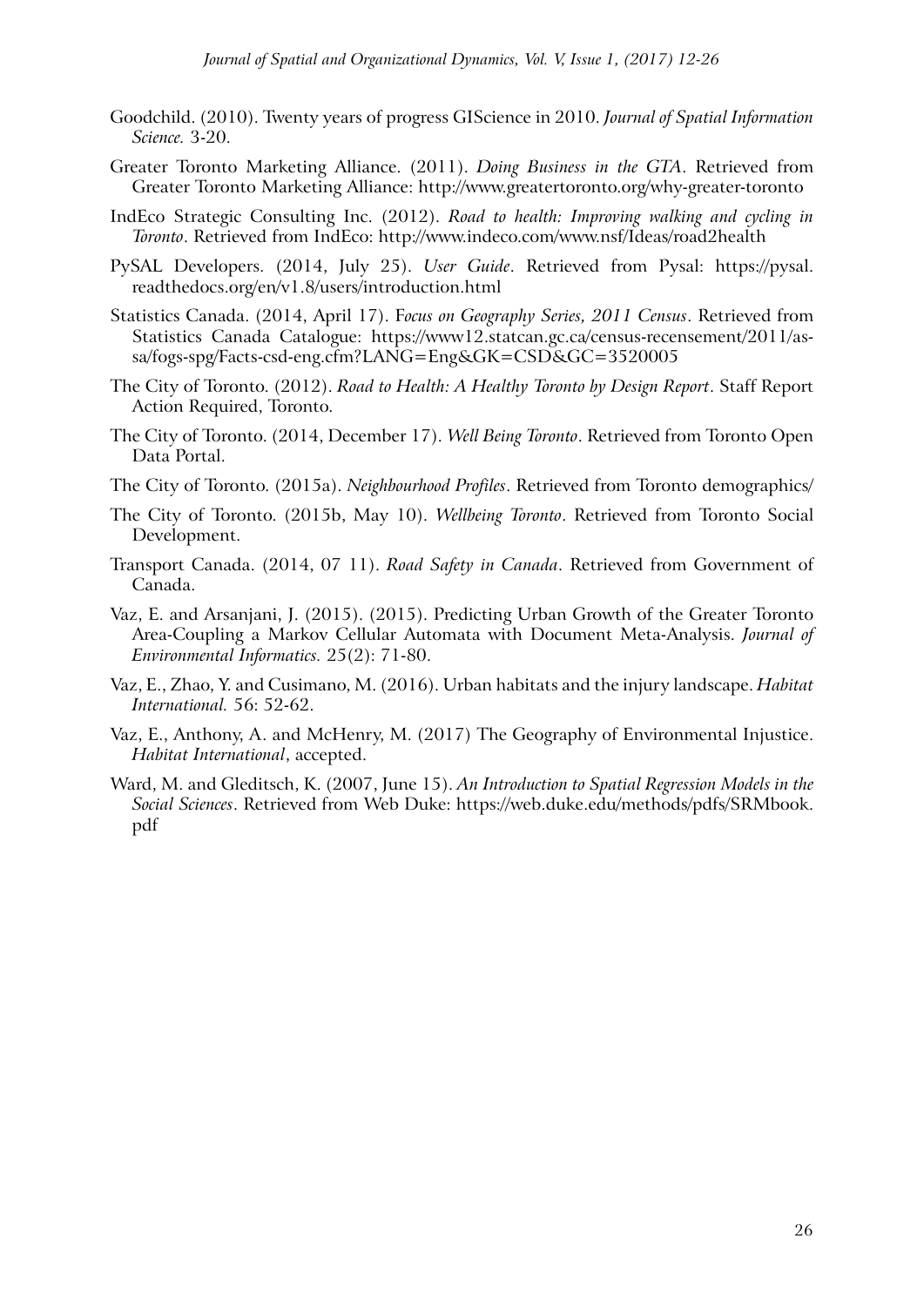Goodchild. (2010). Twenty years of progress GIScience in 2010. *Journal of Spatial Information Science.* 3-20.

Greater Toronto Marketing Alliance. (2011). *Doing Business in the GTA*. Retrieved from Greater Toronto Marketing Alliance: http://www.greatertoronto.org/why-greater-toronto

IndEco Strategic Consulting Inc. (2012). *Road to health: Improving walking and cycling in Toronto*. Retrieved from IndEco: http://www.indeco.com/www.nsf/Ideas/road2health

PySAL Developers. (2014, July 25). *User Guide*. Retrieved from Pysal: https://pysal.readthedocs.org/en/v1.8/users/introduction.html

Statistics Canada. (2014, April 17). F*ocus on Geography Series, 2011 Census*. Retrieved from Statistics Canada Catalogue: https://www12.statcan.gc.ca/census-recensement/2011/as-sa/fogs-spg/Facts-csd-eng.cfm?LANG=Eng&GK=CSD&GC=3520005

The City of Toronto. (2012). *Road to Health: A Healthy Toronto by Design Report*. Staff Report Action Required, Toronto.

The City of Toronto. (2014, December 17). *Well Being Toronto*. Retrieved from Toronto Open Data Portal.

The City of Toronto. (2015a). *Neighbourhood Profiles*. Retrieved from Toronto demographics/

The City of Toronto. (2015b, May 10). *Wellbeing Toronto*. Retrieved from Toronto Social Development.

Transport Canada. (2014, 07 11). *Road Safety in Canada*. Retrieved from Government of Canada.

Vaz, E. and Arsanjani, J. (2015). (2015). Predicting Urban Growth of the Greater Toronto Area-Coupling a Markov Cellular Automata with Document Meta-Analysis. *Journal of Environmental Informatics.* 25(2): 71-80.

Vaz, E., Zhao, Y. and Cusimano, M. (2016). Urban habitats and the injury landscape. *Habitat International.* 56: 52-62.

Vaz, E., Anthony, A. and McHenry, M. (2017) The Geography of Environmental Injustice. *Habitat International*, accepted.

Ward, M. and Gleditsch, K. (2007, June 15). *An Introduction to Spatial Regression Models in the Social Sciences*. Retrieved from Web Duke: https://web.duke.edu/methods/pdfs/SRMbook.pdf